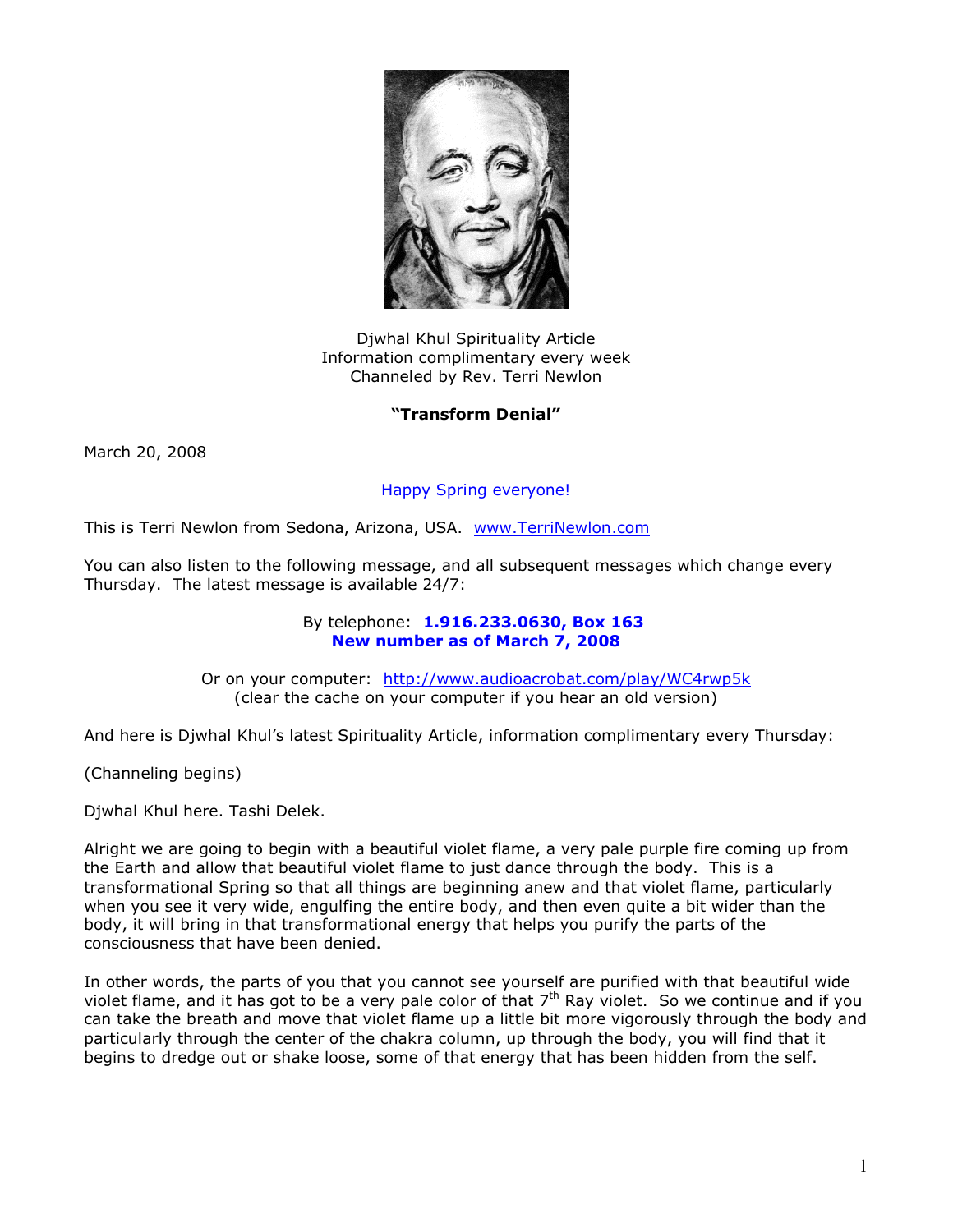Djwhal Khul Spirituality Article
Information complimentary every week
Channeled by Rev. Terri Newlon

**"Transform Denial"**

March 20, 2008

Happy Spring everyone!

This is Terri Newlon from Sedona, Arizona, USA. [www.TerriNewlon.com](http://www.TerriNewlon.com)

You can also listen to the following message, and all subsequent messages which change every Thursday. The latest message is available 24/7:

By telephone: **1.916.233.0630, Box 163**
**New number as of March 7, 2008**

Or on your computer: [http://www.audioacrobat.com/play/WC4rwp5k](http://www.audioacrobat.com/play/WC4rwp5k)
(clear the cache on your computer if you hear an old version)

And here is Djwhal Khul's latest Spirituality Article, information complimentary every Thursday:

(Channeling begins)

Djwhal Khul here. Tashi Delek.

Alright we are going to begin with a beautiful violet flame, a very pale purple fire coming up from the Earth and allow that beautiful violet flame to just dance through the body. This is a transformational Spring so that all things are beginning anew and that violet flame, particularly when you see it very wide, engulfing the entire body, and then even quite a bit wider than the body, it will bring in that transformational energy that helps you purify the parts of the consciousness that have been denied.

In other words, the parts of you that you cannot see yourself are purified with that beautiful wide violet flame, and it has got to be a very pale color of that 7th Ray violet. So we continue and if you can take the breath and move that violet flame up a little bit more vigorously through the body and particularly through the center of the chakra column, up through the body, you will find that it begins to dredge out or shake loose, some of that energy that has been hidden from the self.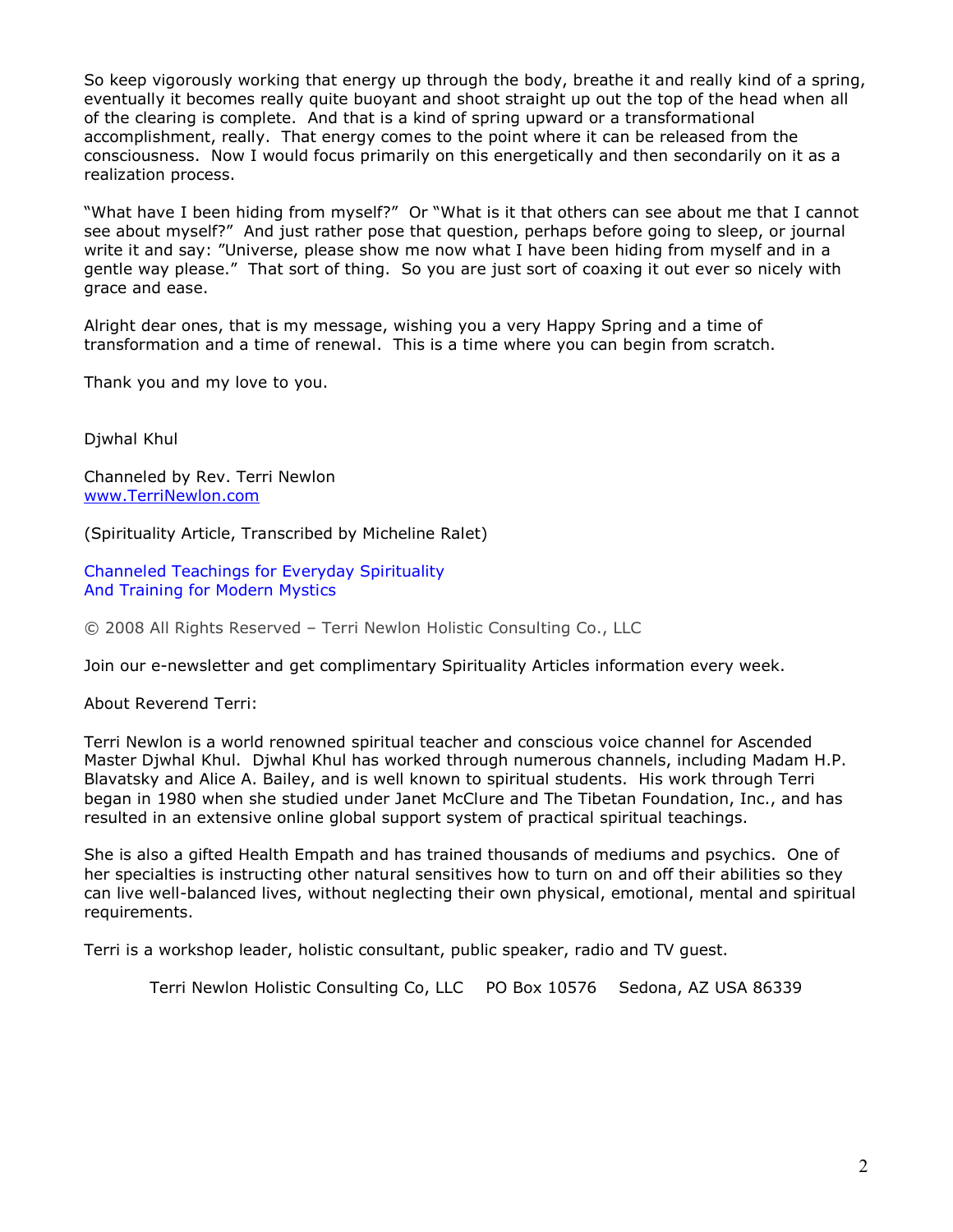So keep vigorously working that energy up through the body, breathe it and really kind of a spring, eventually it becomes really quite buoyant and shoot straight up out the top of the head when all of the clearing is complete. And that is a kind of spring upward or a transformational accomplishment, really. That energy comes to the point where it can be released from the consciousness. Now I would focus primarily on this energetically and then secondarily on it as a realization process.

"What have I been hiding from myself?" Or "What is it that others can see about me that I cannot see about myself?" And just rather pose that question, perhaps before going to sleep, or journal write it and say: "Universe, please show me now what I have been hiding from myself and in a gentle way please." That sort of thing. So you are just sort of coaxing it out ever so nicely with grace and ease.

Alright dear ones, that is my message, wishing you a very Happy Spring and a time of transformation and a time of renewal. This is a time where you can begin from scratch.

Thank you and my love to you.

Djwhal Khul

Channeled by Rev. Terri Newlon
www.TerriNewlon.com

(Spirituality Article, Transcribed by Micheline Ralet)

Channeled Teachings for Everyday Spirituality
And Training for Modern Mystics

© 2008 All Rights Reserved – Terri Newlon Holistic Consulting Co., LLC

Join our e-newsletter and get complimentary Spirituality Articles information every week.

About Reverend Terri:

Terri Newlon is a world renowned spiritual teacher and conscious voice channel for Ascended Master Djwhal Khul. Djwhal Khul has worked through numerous channels, including Madam H.P. Blavatsky and Alice A. Bailey, and is well known to spiritual students. His work through Terri began in 1980 when she studied under Janet McClure and The Tibetan Foundation, Inc., and has resulted in an extensive online global support system of practical spiritual teachings.

She is also a gifted Health Empath and has trained thousands of mediums and psychics. One of her specialties is instructing other natural sensitives how to turn on and off their abilities so they can live well-balanced lives, without neglecting their own physical, emotional, mental and spiritual requirements.

Terri is a workshop leader, holistic consultant, public speaker, radio and TV guest.

Terri Newlon Holistic Consulting Co, LLC PO Box 10576 Sedona, AZ USA 86339